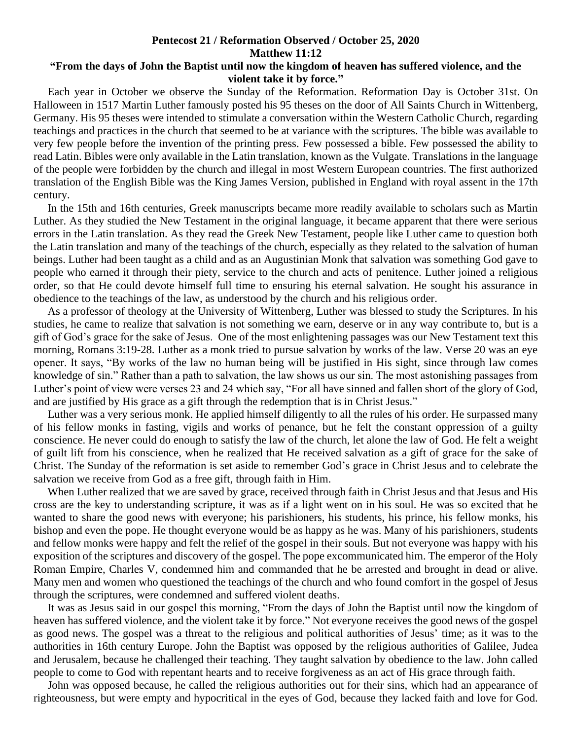**Pentecost 21 / Reformation Observed / October 25, 2020**
**Matthew 11:12**
**"From the days of John the Baptist until now the kingdom of heaven has suffered violence, and the violent take it by force."**

Each year in October we observe the Sunday of the Reformation. Reformation Day is October 31st. On Halloween in 1517 Martin Luther famously posted his 95 theses on the door of All Saints Church in Wittenberg, Germany. His 95 theses were intended to stimulate a conversation within the Western Catholic Church, regarding teachings and practices in the church that seemed to be at variance with the scriptures. The bible was available to very few people before the invention of the printing press. Few possessed a bible. Few possessed the ability to read Latin. Bibles were only available in the Latin translation, known as the Vulgate. Translations in the language of the people were forbidden by the church and illegal in most Western European countries. The first authorized translation of the English Bible was the King James Version, published in England with royal assent in the 17th century.

In the 15th and 16th centuries, Greek manuscripts became more readily available to scholars such as Martin Luther. As they studied the New Testament in the original language, it became apparent that there were serious errors in the Latin translation. As they read the Greek New Testament, people like Luther came to question both the Latin translation and many of the teachings of the church, especially as they related to the salvation of human beings. Luther had been taught as a child and as an Augustinian Monk that salvation was something God gave to people who earned it through their piety, service to the church and acts of penitence. Luther joined a religious order, so that He could devote himself full time to ensuring his eternal salvation. He sought his assurance in obedience to the teachings of the law, as understood by the church and his religious order.

As a professor of theology at the University of Wittenberg, Luther was blessed to study the Scriptures. In his studies, he came to realize that salvation is not something we earn, deserve or in any way contribute to, but is a gift of God's grace for the sake of Jesus. One of the most enlightening passages was our New Testament text this morning, Romans 3:19-28. Luther as a monk tried to pursue salvation by works of the law. Verse 20 was an eye opener. It says, "By works of the law no human being will be justified in His sight, since through law comes knowledge of sin." Rather than a path to salvation, the law shows us our sin. The most astonishing passages from Luther's point of view were verses 23 and 24 which say, "For all have sinned and fallen short of the glory of God, and are justified by His grace as a gift through the redemption that is in Christ Jesus."

Luther was a very serious monk. He applied himself diligently to all the rules of his order. He surpassed many of his fellow monks in fasting, vigils and works of penance, but he felt the constant oppression of a guilty conscience. He never could do enough to satisfy the law of the church, let alone the law of God. He felt a weight of guilt lift from his conscience, when he realized that He received salvation as a gift of grace for the sake of Christ. The Sunday of the reformation is set aside to remember God's grace in Christ Jesus and to celebrate the salvation we receive from God as a free gift, through faith in Him.

When Luther realized that we are saved by grace, received through faith in Christ Jesus and that Jesus and His cross are the key to understanding scripture, it was as if a light went on in his soul. He was so excited that he wanted to share the good news with everyone; his parishioners, his students, his prince, his fellow monks, his bishop and even the pope. He thought everyone would be as happy as he was. Many of his parishioners, students and fellow monks were happy and felt the relief of the gospel in their souls. But not everyone was happy with his exposition of the scriptures and discovery of the gospel. The pope excommunicated him. The emperor of the Holy Roman Empire, Charles V, condemned him and commanded that he be arrested and brought in dead or alive. Many men and women who questioned the teachings of the church and who found comfort in the gospel of Jesus through the scriptures, were condemned and suffered violent deaths.

It was as Jesus said in our gospel this morning, "From the days of John the Baptist until now the kingdom of heaven has suffered violence, and the violent take it by force." Not everyone receives the good news of the gospel as good news. The gospel was a threat to the religious and political authorities of Jesus' time; as it was to the authorities in 16th century Europe. John the Baptist was opposed by the religious authorities of Galilee, Judea and Jerusalem, because he challenged their teaching. They taught salvation by obedience to the law. John called people to come to God with repentant hearts and to receive forgiveness as an act of His grace through faith.

John was opposed because, he called the religious authorities out for their sins, which had an appearance of righteousness, but were empty and hypocritical in the eyes of God, because they lacked faith and love for God.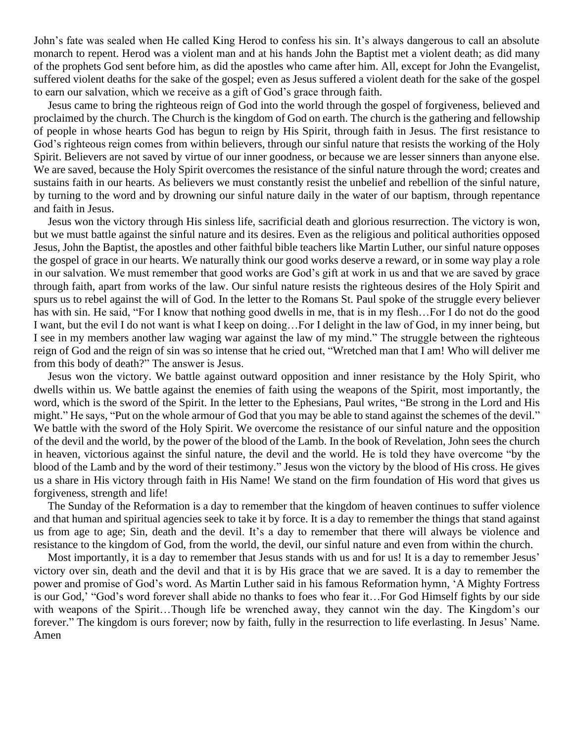John's fate was sealed when He called King Herod to confess his sin. It's always dangerous to call an absolute monarch to repent. Herod was a violent man and at his hands John the Baptist met a violent death; as did many of the prophets God sent before him, as did the apostles who came after him. All, except for John the Evangelist, suffered violent deaths for the sake of the gospel; even as Jesus suffered a violent death for the sake of the gospel to earn our salvation, which we receive as a gift of God's grace through faith.

Jesus came to bring the righteous reign of God into the world through the gospel of forgiveness, believed and proclaimed by the church. The Church is the kingdom of God on earth. The church is the gathering and fellowship of people in whose hearts God has begun to reign by His Spirit, through faith in Jesus. The first resistance to God's righteous reign comes from within believers, through our sinful nature that resists the working of the Holy Spirit. Believers are not saved by virtue of our inner goodness, or because we are lesser sinners than anyone else. We are saved, because the Holy Spirit overcomes the resistance of the sinful nature through the word; creates and sustains faith in our hearts. As believers we must constantly resist the unbelief and rebellion of the sinful nature, by turning to the word and by drowning our sinful nature daily in the water of our baptism, through repentance and faith in Jesus.

Jesus won the victory through His sinless life, sacrificial death and glorious resurrection. The victory is won, but we must battle against the sinful nature and its desires. Even as the religious and political authorities opposed Jesus, John the Baptist, the apostles and other faithful bible teachers like Martin Luther, our sinful nature opposes the gospel of grace in our hearts. We naturally think our good works deserve a reward, or in some way play a role in our salvation. We must remember that good works are God's gift at work in us and that we are saved by grace through faith, apart from works of the law. Our sinful nature resists the righteous desires of the Holy Spirit and spurs us to rebel against the will of God. In the letter to the Romans St. Paul spoke of the struggle every believer has with sin. He said, "For I know that nothing good dwells in me, that is in my flesh…For I do not do the good I want, but the evil I do not want is what I keep on doing…For I delight in the law of God, in my inner being, but I see in my members another law waging war against the law of my mind." The struggle between the righteous reign of God and the reign of sin was so intense that he cried out, "Wretched man that I am! Who will deliver me from this body of death?" The answer is Jesus.

Jesus won the victory. We battle against outward opposition and inner resistance by the Holy Spirit, who dwells within us. We battle against the enemies of faith using the weapons of the Spirit, most importantly, the word, which is the sword of the Spirit. In the letter to the Ephesians, Paul writes, "Be strong in the Lord and His might." He says, "Put on the whole armour of God that you may be able to stand against the schemes of the devil." We battle with the sword of the Holy Spirit. We overcome the resistance of our sinful nature and the opposition of the devil and the world, by the power of the blood of the Lamb. In the book of Revelation, John sees the church in heaven, victorious against the sinful nature, the devil and the world. He is told they have overcome "by the blood of the Lamb and by the word of their testimony." Jesus won the victory by the blood of His cross. He gives us a share in His victory through faith in His Name! We stand on the firm foundation of His word that gives us forgiveness, strength and life!

The Sunday of the Reformation is a day to remember that the kingdom of heaven continues to suffer violence and that human and spiritual agencies seek to take it by force. It is a day to remember the things that stand against us from age to age; Sin, death and the devil. It's a day to remember that there will always be violence and resistance to the kingdom of God, from the world, the devil, our sinful nature and even from within the church.

Most importantly, it is a day to remember that Jesus stands with us and for us! It is a day to remember Jesus' victory over sin, death and the devil and that it is by His grace that we are saved. It is a day to remember the power and promise of God's word. As Martin Luther said in his famous Reformation hymn, 'A Mighty Fortress is our God,' "God's word forever shall abide no thanks to foes who fear it…For God Himself fights by our side with weapons of the Spirit…Though life be wrenched away, they cannot win the day. The Kingdom's our forever." The kingdom is ours forever; now by faith, fully in the resurrection to life everlasting. In Jesus' Name. Amen